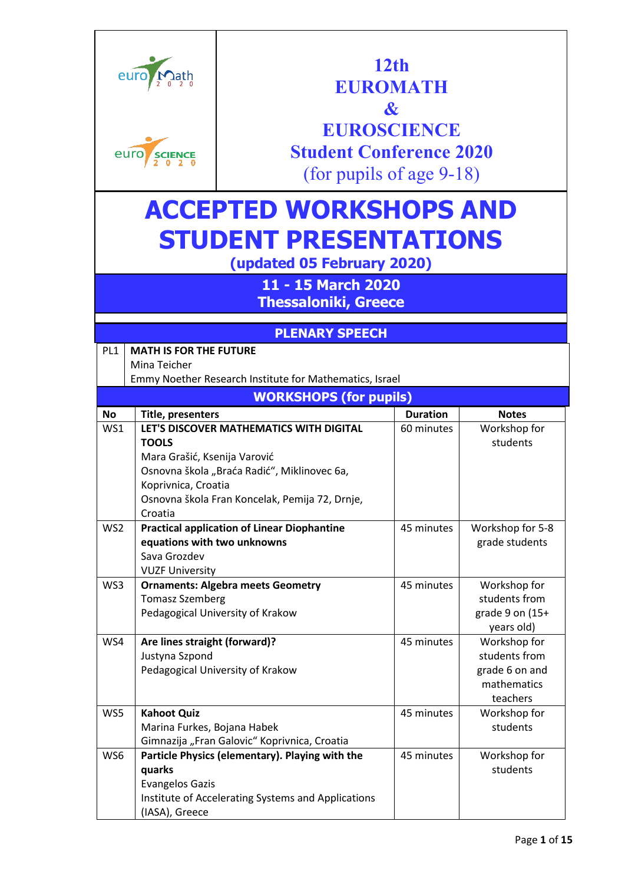# 12th EUROMATH & EUROSCIENCE Student Conference 2020 (for pupils of age 9-18)

# ACCEPTED WORKSHOPS AND STUDENT PRESENTATIONS

**(updated 05 February 2020)**

**11 - 15 March 2020**
**Thessaloniki, Greece**

## PLENARY SPEECH

| | |
|---|---|
| PL1 | **MATH IS FOR THE FUTURE**<br>Mina Teicher<br>Emmy Noether Research Institute for Mathematics, Israel |

## WORKSHOPS (for pupils)

| No | Title, presenters | Duration | Notes |
|---|---|---|---|
| WS1 | **LET'S DISCOVER MATHEMATICS WITH DIGITAL TOOLS**<br>Mara Grašić, Ksenija Varović<br>Osnovna škola „Braća Radić“, Miklinovec 6a, Koprivnica, Croatia<br>Osnovna škola Fran Koncelak, Pemija 72, Drnje, Croatia | 60 minutes | Workshop for students |
| WS2 | **Practical application of Linear Diophantine equations with two unknowns**<br>Sava Grozdev<br>VUZF University | 45 minutes | Workshop for 5-8 grade students |
| WS3 | **Ornaments: Algebra meets Geometry**<br>Tomasz Szemberg<br>Pedagogical University of Krakow | 45 minutes | Workshop for students from grade 9 on (15+ years old) |
| WS4 | **Are lines straight (forward)?**<br>Justyna Szpond<br>Pedagogical University of Krakow | 45 minutes | Workshop for students from grade 6 on and mathematics teachers |
| WS5 | **Kahoot Quiz**<br>Marina Furkes, Bojana Habek<br>Gimnazija „Fran Galovic“ Koprivnica, Croatia | 45 minutes | Workshop for students |
| WS6 | **Particle Physics (elementary). Playing with the quarks**<br>Evangelos Gazis<br>Institute of Accelerating Systems and Applications (IASA), Greece | 45 minutes | Workshop for students |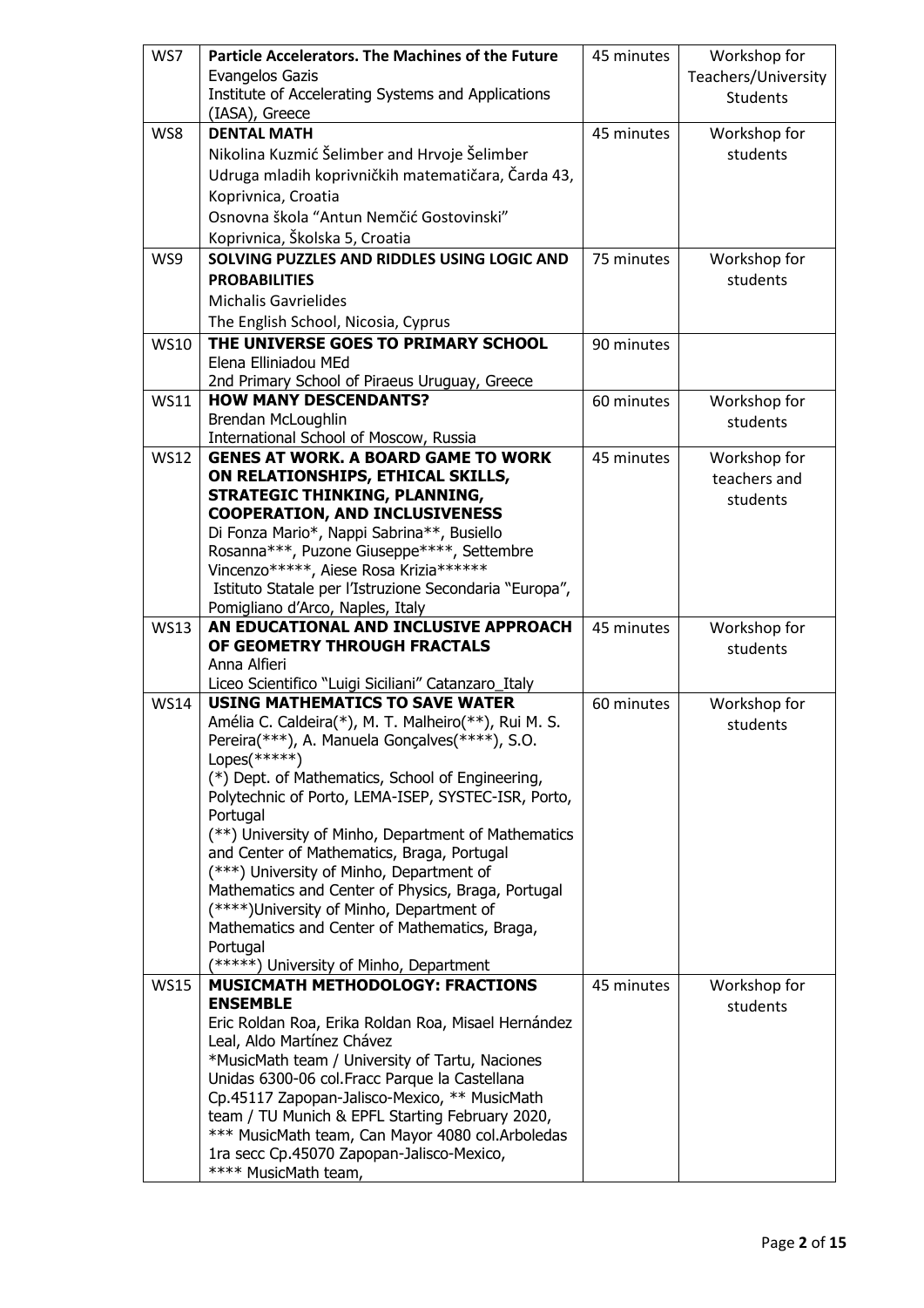| | | | |
|---|---|---|---|
| WS7 | **Particle Accelerators. The Machines of the Future**<br>Evangelos Gazis<br>Institute of Accelerating Systems and Applications (IASA), Greece | 45 minutes | Workshop for Teachers/University Students |
| WS8 | **DENTAL MATH**<br>Nikolina Kuzmić Šelimber and Hrvoje Šelimber<br>Udruga mladih koprivničkih matematičara, Čarda 43, Koprivnica, Croatia<br>Osnovna škola "Antun Nemčić Gostovinski" Koprivnica, Školska 5, Croatia | 45 minutes | Workshop for students |
| WS9 | **SOLVING PUZZLES AND RIDDLES USING LOGIC AND PROBABILITIES**<br>Michalis Gavrielides<br>The English School, Nicosia, Cyprus | 75 minutes | Workshop for students |
| WS10 | **THE UNIVERSE GOES TO PRIMARY SCHOOL**<br>Elena Elliniadou MEd<br>2nd Primary School of Piraeus Uruguay, Greece | 90 minutes | |
| WS11 | **HOW MANY DESCENDANTS?**<br>Brendan McLoughlin<br>International School of Moscow, Russia | 60 minutes | Workshop for students |
| WS12 | **GENES AT WORK. A BOARD GAME TO WORK ON RELATIONSHIPS, ETHICAL SKILLS, STRATEGIC THINKING, PLANNING, COOPERATION, AND INCLUSIVENESS**<br>Di Fonza Mario*, Nappi Sabrina**, Busiello Rosanna***, Puzone Giuseppe****, Settembre Vincenzo*****, Aiese Rosa Krizia******<br>Istituto Statale per l'Istruzione Secondaria "Europa", Pomigliano d'Arco, Naples, Italy | 45 minutes | Workshop for teachers and students |
| WS13 | **AN EDUCATIONAL AND INCLUSIVE APPROACH OF GEOMETRY THROUGH FRACTALS**<br>Anna Alfieri<br>Liceo Scientifico "Luigi Siciliani" Catanzaro_Italy | 45 minutes | Workshop for students |
| WS14 | **USING MATHEMATICS TO SAVE WATER**<br>Amélia C. Caldeira(*), M. T. Malheiro(**), Rui M. S. Pereira(***), A. Manuela Gonçalves(****), S.O. Lopes(*****)<br>(*) Dept. of Mathematics, School of Engineering, Polytechnic of Porto, LEMA-ISEP, SYSTEC-ISR, Porto, Portugal<br>(**) University of Minho, Department of Mathematics and Center of Mathematics, Braga, Portugal<br>(***) University of Minho, Department of Mathematics and Center of Physics, Braga, Portugal<br>(****)University of Minho, Department of Mathematics and Center of Mathematics, Braga, Portugal<br>(*****) University of Minho, Department | 60 minutes | Workshop for students |
| WS15 | **MUSICMATH METHODOLOGY: FRACTIONS ENSEMBLE**<br>Eric Roldan Roa, Erika Roldan Roa, Misael Hernández Leal, Aldo Martínez Chávez<br>*MusicMath team / University of Tartu, Naciones Unidas 6300-06 col.Fracc Parque la Castellana Cp.45117 Zapopan-Jalisco-Mexico, ** MusicMath team / TU Munich & EPFL Starting February 2020, *** MusicMath team, Can Mayor 4080 col.Arboledas 1ra secc Cp.45070 Zapopan-Jalisco-Mexico,<br>**** MusicMath team, | 45 minutes | Workshop for students |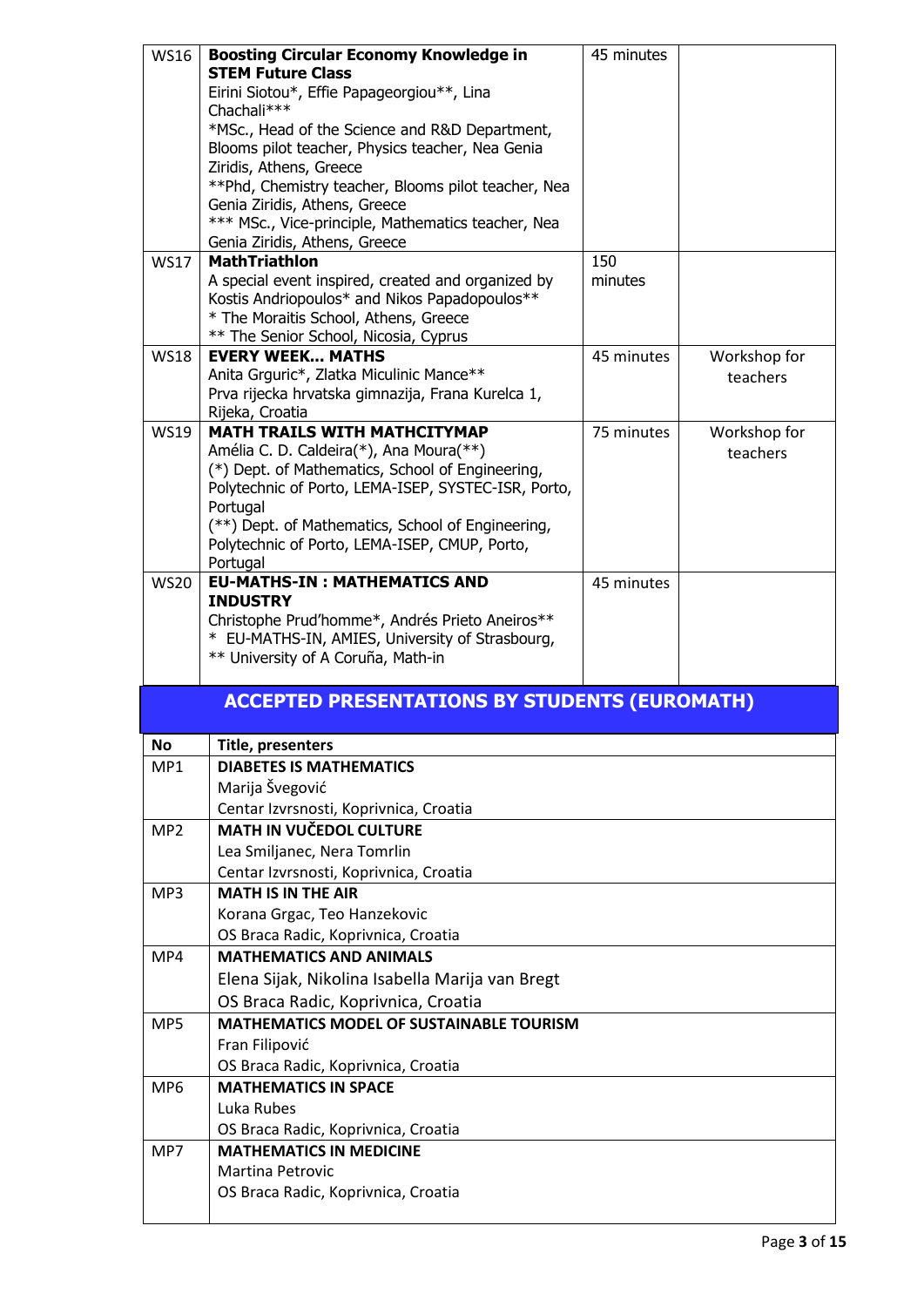| | | | |
|---|---|---|---|
| WS16 | **Boosting Circular Economy Knowledge in STEM Future Class**<br>Eirini Siotou*, Effie Papageorgiou**, Lina Chachali***<br>*MSc., Head of the Science and R&D Department, Blooms pilot teacher, Physics teacher, Nea Genia Ziridis, Athens, Greece<br>**Phd, Chemistry teacher, Blooms pilot teacher, Nea Genia Ziridis, Athens, Greece<br>*** MSc., Vice-principle, Mathematics teacher, Nea Genia Ziridis, Athens, Greece | 45 minutes | |
| WS17 | **MathTriathlon**<br>A special event inspired, created and organized by Kostis Andriopoulos* and Nikos Papadopoulos**<br>* The Moraitis School, Athens, Greece<br>** The Senior School, Nicosia, Cyprus | 150 minutes | |
| WS18 | **EVERY WEEK... MATHS**<br>Anita Grguric*, Zlatka Miculinic Mance**<br>Prva rijecka hrvatska gimnazija, Frana Kurelca 1, Rijeka, Croatia | 45 minutes | Workshop for teachers |
| WS19 | **MATH TRAILS WITH MATHCITYMAP**<br>Amélia C. D. Caldeira(*), Ana Moura(**)<br>(*) Dept. of Mathematics, School of Engineering, Polytechnic of Porto, LEMA-ISEP, SYSTEC-ISR, Porto, Portugal<br>(**) Dept. of Mathematics, School of Engineering, Polytechnic of Porto, LEMA-ISEP, CMUP, Porto, Portugal | 75 minutes | Workshop for teachers |
| WS20 | **EU-MATHS-IN : MATHEMATICS AND INDUSTRY**<br>Christophe Prud'homme*, Andrés Prieto Aneiros**<br>* EU-MATHS-IN, AMIES, University of Strasbourg,<br>** University of A Coruña, Math-in | 45 minutes | |

## ACCEPTED PRESENTATIONS BY STUDENTS (EUROMATH)

| No | Title, presenters |
|---|---|
| MP1 | **DIABETES IS MATHEMATICS**<br>Marija Švegović<br>Centar Izvrsnosti, Koprivnica, Croatia |
| MP2 | **MATH IN VUČEDOL CULTURE**<br>Lea Smiljanec, Nera Tomrlin<br>Centar Izvrsnosti, Koprivnica, Croatia |
| MP3 | **MATH IS IN THE AIR**<br>Korana Grgac, Teo Hanzekovic<br>OS Braca Radic, Koprivnica, Croatia |
| MP4 | **MATHEMATICS AND ANIMALS**<br>Elena Sijak, Nikolina Isabella Marija van Bregt<br>OS Braca Radic, Koprivnica, Croatia |
| MP5 | **MATHEMATICS MODEL OF SUSTAINABLE TOURISM**<br>Fran Filipović<br>OS Braca Radic, Koprivnica, Croatia |
| MP6 | **MATHEMATICS IN SPACE**<br>Luka Rubes<br>OS Braca Radic, Koprivnica, Croatia |
| MP7 | **MATHEMATICS IN MEDICINE**<br>Martina Petrovic<br>OS Braca Radic, Koprivnica, Croatia |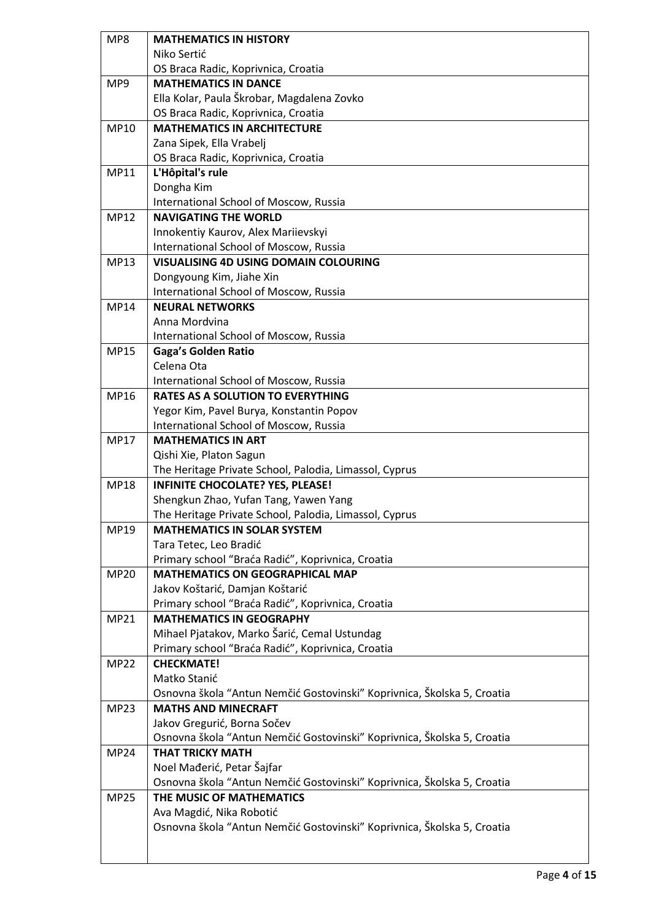| | |
|---|---|
| MP8 | **MATHEMATICS IN HISTORY**<br>Niko Sertić<br>OS Braca Radic, Koprivnica, Croatia |
| MP9 | **MATHEMATICS IN DANCE**<br>Ella Kolar, Paula Škrobar, Magdalena Zovko<br>OS Braca Radic, Koprivnica, Croatia |
| MP10 | **MATHEMATICS IN ARCHITECTURE**<br>Zana Sipek, Ella Vrabelj<br>OS Braca Radic, Koprivnica, Croatia |
| MP11 | **L'Hôpital's rule**<br>Dongha Kim<br>International School of Moscow, Russia |
| MP12 | **NAVIGATING THE WORLD**<br>Innokentiy Kaurov, Alex Mariievskyi<br>International School of Moscow, Russia |
| MP13 | **VISUALISING 4D USING DOMAIN COLOURING**<br>Dongyoung Kim, Jiahe Xin<br>International School of Moscow, Russia |
| MP14 | **NEURAL NETWORKS**<br>Anna Mordvina<br>International School of Moscow, Russia |
| MP15 | **Gaga's Golden Ratio**<br>Celena Ota<br>International School of Moscow, Russia |
| MP16 | **RATES AS A SOLUTION TO EVERYTHING**<br>Yegor Kim, Pavel Burya, Konstantin Popov<br>International School of Moscow, Russia |
| MP17 | **MATHEMATICS IN ART**<br>Qishi Xie, Platon Sagun<br>The Heritage Private School, Palodia, Limassol, Cyprus |
| MP18 | **INFINITE CHOCOLATE? YES, PLEASE!**<br>Shengkun Zhao, Yufan Tang, Yawen Yang<br>The Heritage Private School, Palodia, Limassol, Cyprus |
| MP19 | **MATHEMATICS IN SOLAR SYSTEM**<br>Tara Tetec, Leo Bradić<br>Primary school "Braća Radić", Koprivnica, Croatia |
| MP20 | **MATHEMATICS ON GEOGRAPHICAL MAP**<br>Jakov Koštarić, Damjan Koštarić<br>Primary school "Braća Radić", Koprivnica, Croatia |
| MP21 | **MATHEMATICS IN GEOGRAPHY**<br>Mihael Pjatakov, Marko Šarić, Cemal Ustundag<br>Primary school "Braća Radić", Koprivnica, Croatia |
| MP22 | **CHECKMATE!**<br>Matko Stanić<br>Osnovna škola "Antun Nemčić Gostovinski" Koprivnica, Školska 5, Croatia |
| MP23 | **MATHS AND MINECRAFT**<br>Jakov Gregurić, Borna Sočev<br>Osnovna škola "Antun Nemčić Gostovinski" Koprivnica, Školska 5, Croatia |
| MP24 | **THAT TRICKY MATH**<br>Noel Mađerić, Petar Šajfar<br>Osnovna škola "Antun Nemčić Gostovinski" Koprivnica, Školska 5, Croatia |
| MP25 | **THE MUSIC OF MATHEMATICS**<br>Ava Magdić, Nika Robotić<br>Osnovna škola "Antun Nemčić Gostovinski" Koprivnica, Školska 5, Croatia |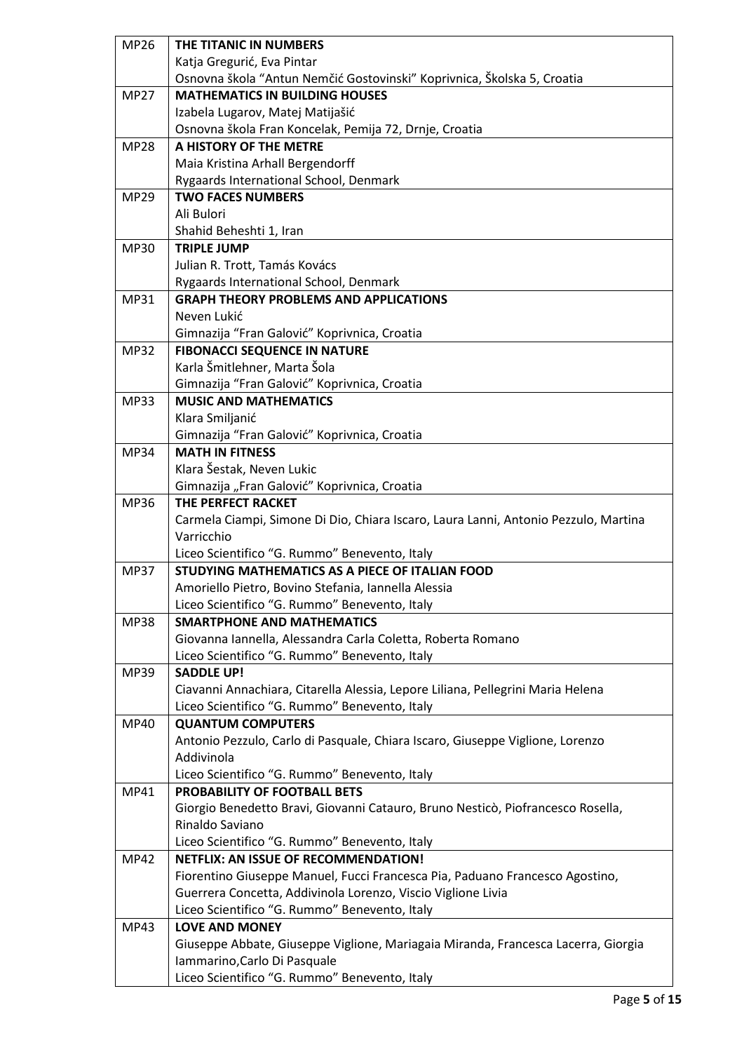| | |
|---|---|
| MP26 | **THE TITANIC IN NUMBERS**<br>Katja Gregurić, Eva Pintar<br>Osnovna škola "Antun Nemčić Gostovinski" Koprivnica, Školska 5, Croatia |
| MP27 | **MATHEMATICS IN BUILDING HOUSES**<br>Izabela Lugarov, Matej Matijašić<br>Osnovna škola Fran Koncelak, Pemija 72, Drnje, Croatia |
| MP28 | **A HISTORY OF THE METRE**<br>Maia Kristina Arhall Bergendorff<br>Rygaards International School, Denmark |
| MP29 | **TWO FACES NUMBERS**<br>Ali Bulori<br>Shahid Beheshti 1, Iran |
| MP30 | **TRIPLE JUMP**<br>Julian R. Trott, Tamás Kovács<br>Rygaards International School, Denmark |
| MP31 | **GRAPH THEORY PROBLEMS AND APPLICATIONS**<br>Neven Lukić<br>Gimnazija "Fran Galović" Koprivnica, Croatia |
| MP32 | **FIBONACCI SEQUENCE IN NATURE**<br>Karla Šmitlehner, Marta Šola<br>Gimnazija "Fran Galović" Koprivnica, Croatia |
| MP33 | **MUSIC AND MATHEMATICS**<br>Klara Smiljanić<br>Gimnazija "Fran Galović" Koprivnica, Croatia |
| MP34 | **MATH IN FITNESS**<br>Klara Šestak, Neven Lukic<br>Gimnazija „Fran Galović" Koprivnica, Croatia |
| MP36 | **THE PERFECT RACKET**<br>Carmela Ciampi, Simone Di Dio, Chiara Iscaro, Laura Lanni, Antonio Pezzulo, Martina Varricchio<br>Liceo Scientifico "G. Rummo" Benevento, Italy |
| MP37 | **STUDYING MATHEMATICS AS A PIECE OF ITALIAN FOOD**<br>Amoriello Pietro, Bovino Stefania, Iannella Alessia<br>Liceo Scientifico "G. Rummo" Benevento, Italy |
| MP38 | **SMARTPHONE AND MATHEMATICS**<br>Giovanna Iannella, Alessandra Carla Coletta, Roberta Romano<br>Liceo Scientifico "G. Rummo" Benevento, Italy |
| MP39 | **SADDLE UP!**<br>Ciavanni Annachiara, Citarella Alessia, Lepore Liliana, Pellegrini Maria Helena<br>Liceo Scientifico "G. Rummo" Benevento, Italy |
| MP40 | **QUANTUM COMPUTERS**<br>Antonio Pezzulo, Carlo di Pasquale, Chiara Iscaro, Giuseppe Viglione, Lorenzo Addivinola<br>Liceo Scientifico "G. Rummo" Benevento, Italy |
| MP41 | **PROBABILITY OF FOOTBALL BETS**<br>Giorgio Benedetto Bravi, Giovanni Catauro, Bruno Nesticò, Piofrancesco Rosella, Rinaldo Saviano<br>Liceo Scientifico "G. Rummo" Benevento, Italy |
| MP42 | **NETFLIX: AN ISSUE OF RECOMMENDATION!**<br>Fiorentino Giuseppe Manuel, Fucci Francesca Pia, Paduano Francesco Agostino, Guerrera Concetta, Addivinola Lorenzo, Viscio Viglione Livia<br>Liceo Scientifico "G. Rummo" Benevento, Italy |
| MP43 | **LOVE AND MONEY**<br>Giuseppe Abbate, Giuseppe Viglione, Mariagaia Miranda, Francesca Lacerra, Giorgia Iammarino,Carlo Di Pasquale<br>Liceo Scientifico "G. Rummo" Benevento, Italy |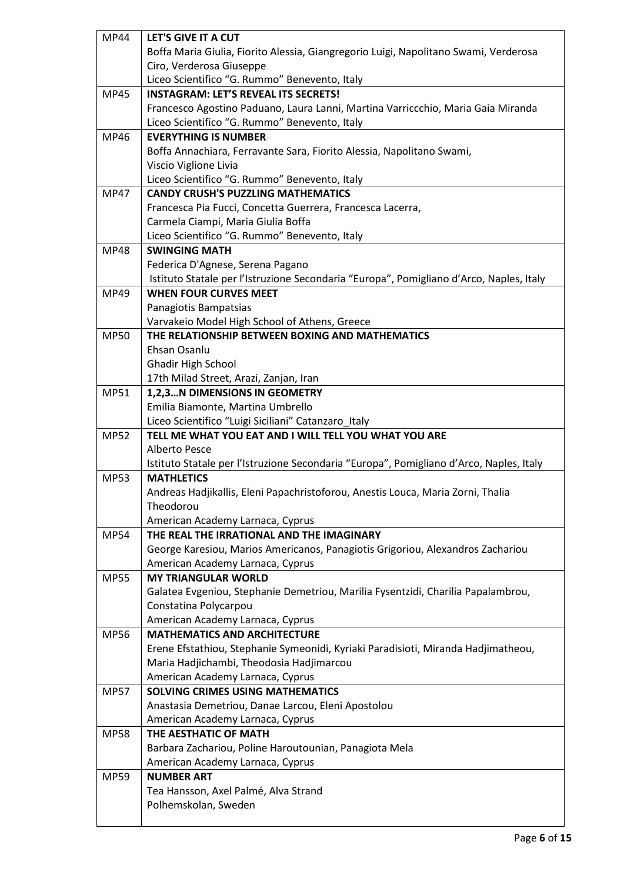| | |
|---|---|
| MP44 | **LET'S GIVE IT A CUT**<br>Boffa Maria Giulia, Fiorito Alessia, Giangregorio Luigi, Napolitano Swami, Verderosa Ciro, Verderosa Giuseppe<br>Liceo Scientifico "G. Rummo" Benevento, Italy |
| MP45 | **INSTAGRAM: LET'S REVEAL ITS SECRETS!**<br>Francesco Agostino Paduano, Laura Lanni, Martina Varriccchio, Maria Gaia Miranda<br>Liceo Scientifico "G. Rummo" Benevento, Italy |
| MP46 | **EVERYTHING IS NUMBER**<br>Boffa Annachiara, Ferravante Sara, Fiorito Alessia, Napolitano Swami, Viscio Viglione Livia<br>Liceo Scientifico "G. Rummo" Benevento, Italy |
| MP47 | **CANDY CRUSH'S PUZZLING MATHEMATICS**<br>Francesca Pia Fucci, Concetta Guerrera, Francesca Lacerra, Carmela Ciampi, Maria Giulia Boffa<br>Liceo Scientifico "G. Rummo" Benevento, Italy |
| MP48 | **SWINGING MATH**<br>Federica D'Agnese, Serena Pagano<br>Istituto Statale per l'Istruzione Secondaria "Europa", Pomigliano d'Arco, Naples, Italy |
| MP49 | **WHEN FOUR CURVES MEET**<br>Panagiotis Bampatsias<br>Varvakeio Model High School of Athens, Greece |
| MP50 | **THE RELATIONSHIP BETWEEN BOXING AND MATHEMATICS**<br>Ehsan Osanlu<br>Ghadir High School<br>17th Milad Street, Arazi, Zanjan, Iran |
| MP51 | **1,2,3…N DIMENSIONS IN GEOMETRY**<br>Emilia Biamonte, Martina Umbrello<br>Liceo Scientifico "Luigi Siciliani" Catanzaro_Italy |
| MP52 | **TELL ME WHAT YOU EAT AND I WILL TELL YOU WHAT YOU ARE**<br>Alberto Pesce<br>Istituto Statale per l'Istruzione Secondaria "Europa", Pomigliano d'Arco, Naples, Italy |
| MP53 | **MATHLETICS**<br>Andreas Hadjikallis, Eleni Papachristoforou, Anestis Louca, Maria Zorni, Thalia Theodorou<br>American Academy Larnaca, Cyprus |
| MP54 | **THE REAL THE IRRATIONAL AND THE IMAGINARY**<br>George Karesiou, Marios Americanos, Panagiotis Grigoriou, Alexandros Zachariou<br>American Academy Larnaca, Cyprus |
| MP55 | **MY TRIANGULAR WORLD**<br>Galatea Evgeniou, Stephanie Demetriou, Marilia Fysentzidi, Charilia Papalambrou, Constatina Polycarpou<br>American Academy Larnaca, Cyprus |
| MP56 | **MATHEMATICS AND ARCHITECTURE**<br>Erene Efstathiou, Stephanie Symeonidi, Kyriaki Paradisioti, Miranda Hadjimatheou, Maria Hadjichambi, Theodosia Hadjimarcou<br>American Academy Larnaca, Cyprus |
| MP57 | **SOLVING CRIMES USING MATHEMATICS**<br>Anastasia Demetriou, Danae Larcou, Eleni Apostolou<br>American Academy Larnaca, Cyprus |
| MP58 | **THE AESTHATIC OF MATH**<br>Barbara Zachariou, Poline Haroutounian, Panagiota Mela<br>American Academy Larnaca, Cyprus |
| MP59 | **NUMBER ART**<br>Tea Hansson, Axel Palmé, Alva Strand<br>Polhemskolan, Sweden |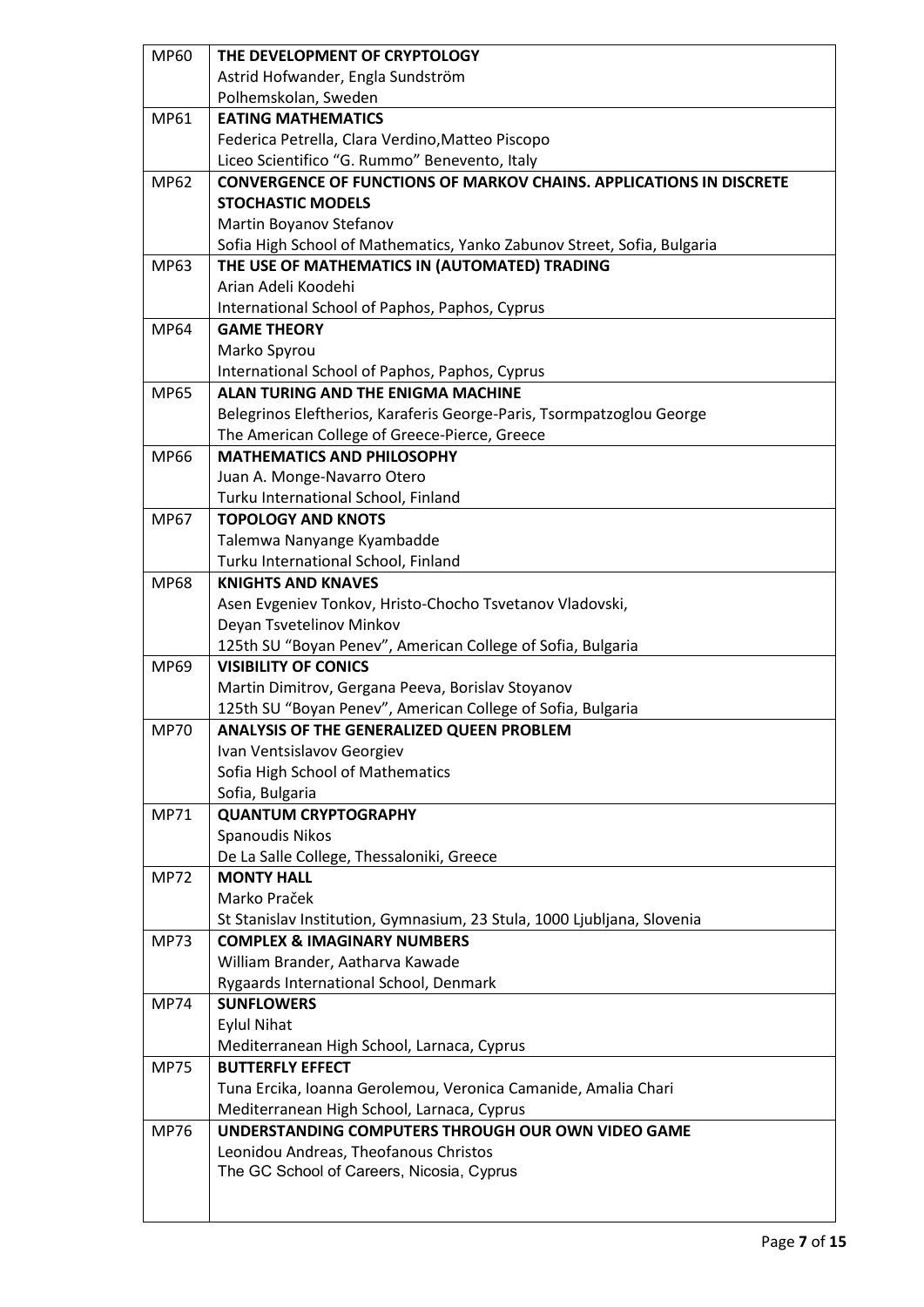| | |
|---|---|
| MP60 | **THE DEVELOPMENT OF CRYPTOLOGY**<br>Astrid Hofwander, Engla Sundström<br>Polhemskolan, Sweden |
| MP61 | **EATING MATHEMATICS**<br>Federica Petrella, Clara Verdino,Matteo Piscopo<br>Liceo Scientifico "G. Rummo" Benevento, Italy |
| MP62 | **CONVERGENCE OF FUNCTIONS OF MARKOV CHAINS. APPLICATIONS IN DISCRETE STOCHASTIC MODELS**<br>Martin Boyanov Stefanov<br>Sofia High School of Mathematics, Yanko Zabunov Street, Sofia, Bulgaria |
| MP63 | **THE USE OF MATHEMATICS IN (AUTOMATED) TRADING**<br>Arian Adeli Koodehi<br>International School of Paphos, Paphos, Cyprus |
| MP64 | **GAME THEORY**<br>Marko Spyrou<br>International School of Paphos, Paphos, Cyprus |
| MP65 | **ALAN TURING AND THE ENIGMA MACHINE**<br>Belegrinos Eleftherios, Karaferis George-Paris, Tsormpatzoglou George<br>The American College of Greece-Pierce, Greece |
| MP66 | **MATHEMATICS AND PHILOSOPHY**<br>Juan A. Monge-Navarro Otero<br>Turku International School, Finland |
| MP67 | **TOPOLOGY AND KNOTS**<br>Talemwa Nanyange Kyambadde<br>Turku International School, Finland |
| MP68 | **KNIGHTS AND KNAVES**<br>Asen Evgeniev Tonkov, Hristo-Chocho Tsvetanov Vladovski,<br>Deyan Tsvetelinov Minkov<br>125th SU "Boyan Penev", American College of Sofia, Bulgaria |
| MP69 | **VISIBILITY OF CONICS**<br>Martin Dimitrov, Gergana Peeva, Borislav Stoyanov<br>125th SU "Boyan Penev", American College of Sofia, Bulgaria |
| MP70 | **ANALYSIS OF THE GENERALIZED QUEEN PROBLEM**<br>Ivan Ventsislavov Georgiev<br>Sofia High School of Mathematics<br>Sofia, Bulgaria |
| MP71 | **QUANTUM CRYPTOGRAPHY**<br>Spanoudis Nikos<br>De La Salle College, Thessaloniki, Greece |
| MP72 | **MONTY HALL**<br>Marko Praček<br>St Stanislav Institution, Gymnasium, 23 Stula, 1000 Ljubljana, Slovenia |
| MP73 | **COMPLEX & IMAGINARY NUMBERS**<br>William Brander, Aatharva Kawade<br>Rygaards International School, Denmark |
| MP74 | **SUNFLOWERS**<br>Eylul Nihat<br>Mediterranean High School, Larnaca, Cyprus |
| MP75 | **BUTTERFLY EFFECT**<br>Tuna Ercika, Ioanna Gerolemou, Veronica Camanide, Amalia Chari<br>Mediterranean High School, Larnaca, Cyprus |
| MP76 | **UNDERSTANDING COMPUTERS THROUGH OUR OWN VIDEO GAME**<br>Leonidou Andreas, Theofanous Christos<br>The GC School of Careers, Nicosia, Cyprus |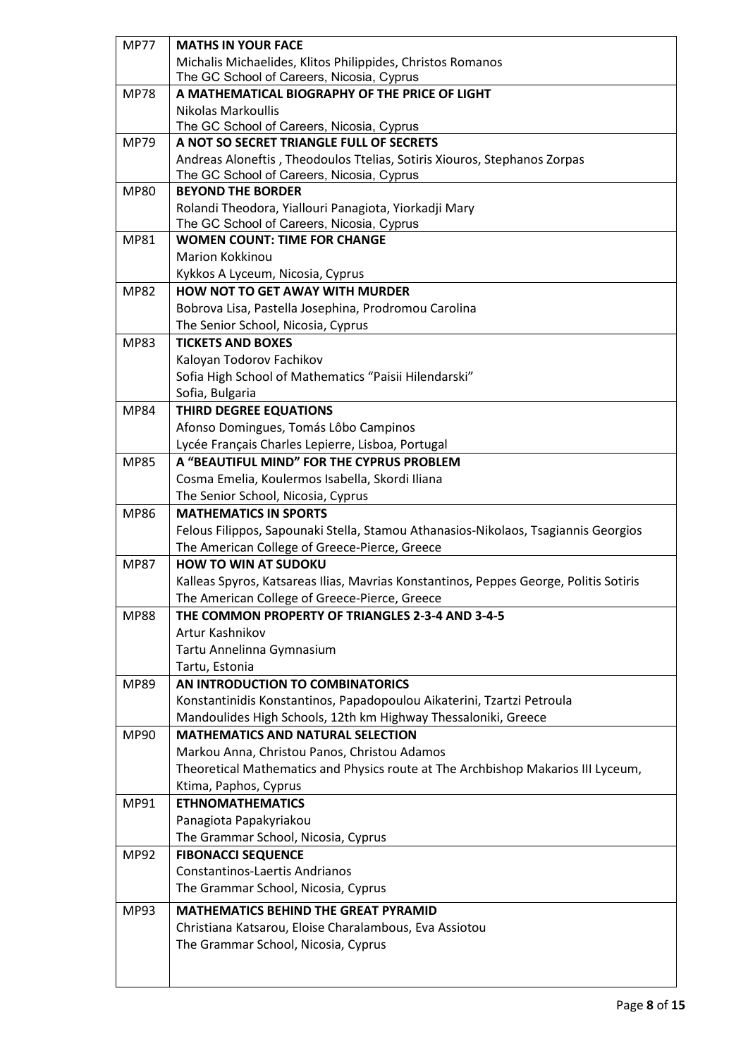| | |
|---|---|
| MP77 | **MATHS IN YOUR FACE**<br>Michalis Michaelides, Klitos Philippides, Christos Romanos<br>The GC School of Careers, Nicosia, Cyprus |
| MP78 | **A MATHEMATICAL BIOGRAPHY OF THE PRICE OF LIGHT**<br>Nikolas Markoullis<br>The GC School of Careers, Nicosia, Cyprus |
| MP79 | **A NOT SO SECRET TRIANGLE FULL OF SECRETS**<br>Andreas Aloneftis , Theodoulos Ttelias, Sotiris Xiouros, Stephanos Zorpas<br>The GC School of Careers, Nicosia, Cyprus |
| MP80 | **BEYOND THE BORDER**<br>Rolandi Theodora, Yiallouri Panagiota, Yiorkadji Mary<br>The GC School of Careers, Nicosia, Cyprus |
| MP81 | **WOMEN COUNT: TIME FOR CHANGE**<br>Marion Kokkinou<br>Kykkos A Lyceum, Nicosia, Cyprus |
| MP82 | **HOW NOT TO GET AWAY WITH MURDER**<br>Bobrova Lisa, Pastella Josephina, Prodromou Carolina<br>The Senior School, Nicosia, Cyprus |
| MP83 | **TICKETS AND BOXES**<br>Kaloyan Todorov Fachikov<br>Sofia High School of Mathematics "Paisii Hilendarski"<br>Sofia, Bulgaria |
| MP84 | **THIRD DEGREE EQUATIONS**<br>Afonso Domingues, Tomás Lôbo Campinos<br>Lycée Français Charles Lepierre, Lisboa, Portugal |
| MP85 | **A "BEAUTIFUL MIND" FOR THE CYPRUS PROBLEM**<br>Cosma Emelia, Koulermos Isabella, Skordi Iliana<br>The Senior School, Nicosia, Cyprus |
| MP86 | **MATHEMATICS IN SPORTS**<br>Felous Filippos, Sapounaki Stella, Stamou Athanasios-Nikolaos, Tsagiannis Georgios<br>The American College of Greece-Pierce, Greece |
| MP87 | **HOW TO WIN AT SUDOKU**<br>Kalleas Spyros, Katsareas Ilias, Mavrias Konstantinos, Peppes George, Politis Sotiris<br>The American College of Greece-Pierce, Greece |
| MP88 | **THE COMMON PROPERTY OF TRIANGLES 2-3-4 AND 3-4-5**<br>Artur Kashnikov<br>Tartu Annelinna Gymnasium<br>Tartu, Estonia |
| MP89 | **AN INTRODUCTION TO COMBINATORICS**<br>Konstantinidis Konstantinos, Papadopoulou Aikaterini, Tzartzi Petroula<br>Mandoulides High Schools, 12th km Highway Thessaloniki, Greece |
| MP90 | **MATHEMATICS AND NATURAL SELECTION**<br>Markou Anna, Christou Panos, Christou Adamos<br>Theoretical Mathematics and Physics route at The Archbishop Makarios III Lyceum, Ktima, Paphos, Cyprus |
| MP91 | **ETHNOMATHEMATICS**<br>Panagiota Papakyriakou<br>The Grammar School, Nicosia, Cyprus |
| MP92 | **FIBONACCI SEQUENCE**<br>Constantinos-Laertis Andrianos<br>The Grammar School, Nicosia, Cyprus |
| MP93 | **MATHEMATICS BEHIND THE GREAT PYRAMID**<br>Christiana Katsarou, Eloise Charalambous, Eva Assiotou<br>The Grammar School, Nicosia, Cyprus |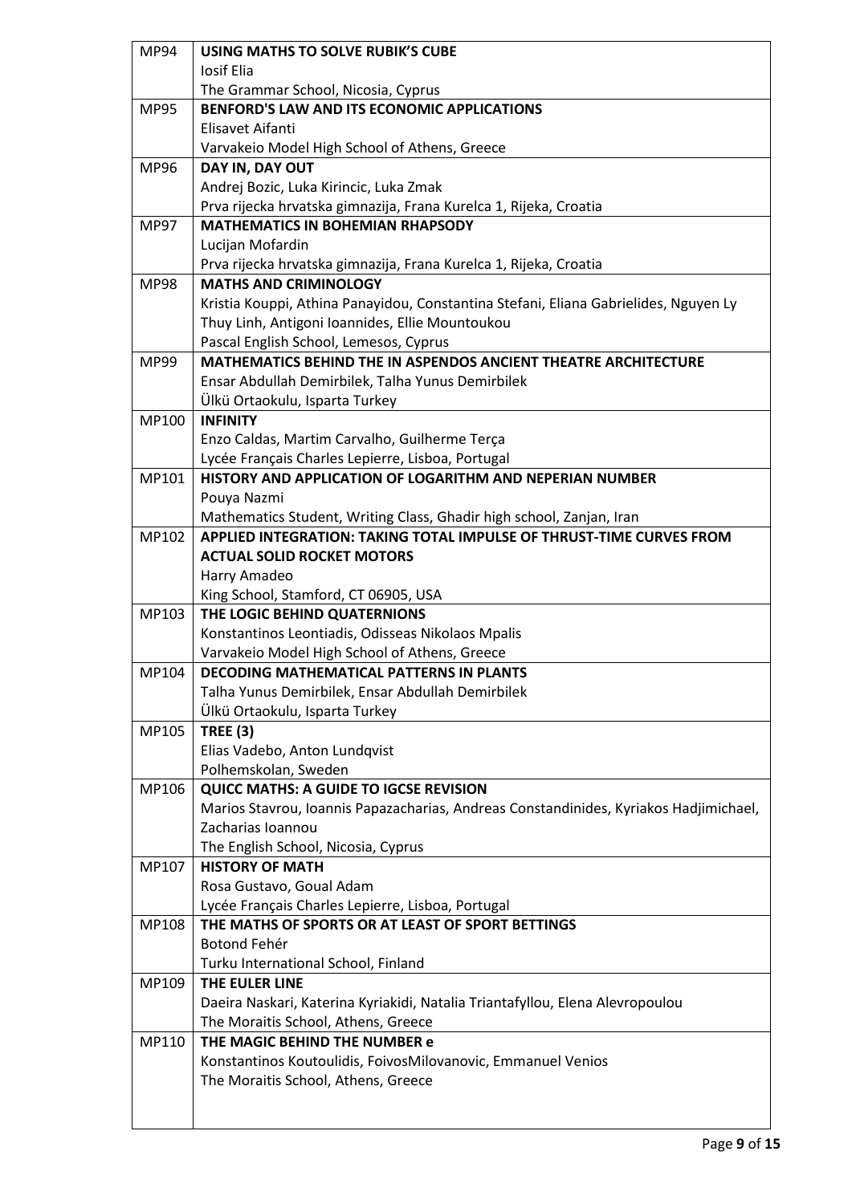| | |
|---|---|
| MP94 | **USING MATHS TO SOLVE RUBIK'S CUBE**<br>Iosif Elia<br>The Grammar School, Nicosia, Cyprus |
| MP95 | **BENFORD'S LAW AND ITS ECONOMIC APPLICATIONS**<br>Elisavet Aifanti<br>Varvakeio Model High School of Athens, Greece |
| MP96 | **DAY IN, DAY OUT**<br>Andrej Bozic, Luka Kirincic, Luka Zmak<br>Prva rijecka hrvatska gimnazija, Frana Kurelca 1, Rijeka, Croatia |
| MP97 | **MATHEMATICS IN BOHEMIAN RHAPSODY**<br>Lucijan Mofardin<br>Prva rijecka hrvatska gimnazija, Frana Kurelca 1, Rijeka, Croatia |
| MP98 | **MATHS AND CRIMINOLOGY**<br>Kristia Kouppi, Athina Panayidou, Constantina Stefani, Eliana Gabrielides, Nguyen Ly Thuy Linh, Antigoni Ioannides, Ellie Mountoukou<br>Pascal English School, Lemesos, Cyprus |
| MP99 | **MATHEMATICS BEHIND THE IN ASPENDOS ANCIENT THEATRE ARCHITECTURE**<br>Ensar Abdullah Demirbilek, Talha Yunus Demirbilek<br>Ülkü Ortaokulu, Isparta Turkey |
| MP100 | **INFINITY**<br>Enzo Caldas, Martim Carvalho, Guilherme Terça<br>Lycée Français Charles Lepierre, Lisboa, Portugal |
| MP101 | **HISTORY AND APPLICATION OF LOGARITHM AND NEPERIAN NUMBER**<br>Pouya Nazmi<br>Mathematics Student, Writing Class, Ghadir high school, Zanjan, Iran |
| MP102 | **APPLIED INTEGRATION: TAKING TOTAL IMPULSE OF THRUST-TIME CURVES FROM ACTUAL SOLID ROCKET MOTORS**<br>Harry Amadeo<br>King School, Stamford, CT 06905, USA |
| MP103 | **THE LOGIC BEHIND QUATERNIONS**<br>Konstantinos Leontiadis, Odisseas Nikolaos Mpalis<br>Varvakeio Model High School of Athens, Greece |
| MP104 | **DECODING MATHEMATICAL PATTERNS IN PLANTS**<br>Talha Yunus Demirbilek, Ensar Abdullah Demirbilek<br>Ülkü Ortaokulu, Isparta Turkey |
| MP105 | **TREE (3)**<br>Elias Vadebo, Anton Lundqvist<br>Polhemskolan, Sweden |
| MP106 | **QUICC MATHS: A GUIDE TO IGCSE REVISION**<br>Marios Stavrou, Ioannis Papazacharias, Andreas Constandinides, Kyriakos Hadjimichael, Zacharias Ioannou<br>The English School, Nicosia, Cyprus |
| MP107 | **HISTORY OF MATH**<br>Rosa Gustavo, Goual Adam<br>Lycée Français Charles Lepierre, Lisboa, Portugal |
| MP108 | **THE MATHS OF SPORTS OR AT LEAST OF SPORT BETTINGS**<br>Botond Fehér<br>Turku International School, Finland |
| MP109 | **THE EULER LINE**<br>Daeira Naskari, Katerina Kyriakidi, Natalia Triantafyllou, Elena Alevropoulou<br>The Moraitis School, Athens, Greece |
| MP110 | **THE MAGIC BEHIND THE NUMBER e**<br>Konstantinos Koutoulidis, FoivosMilovanovic, Emmanuel Venios<br>The Moraitis School, Athens, Greece |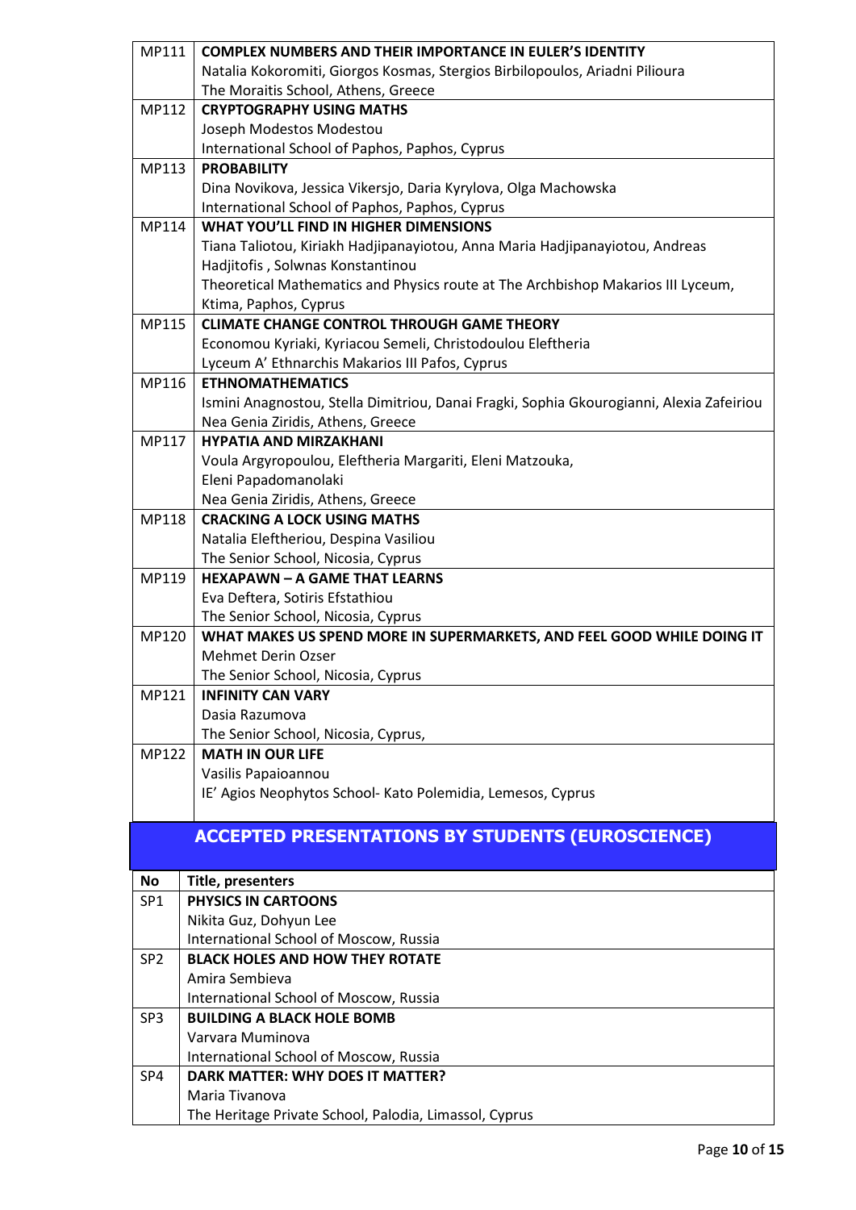| | |
|---|---|
| MP111 | **COMPLEX NUMBERS AND THEIR IMPORTANCE IN EULER'S IDENTITY**<br>Natalia Kokoromiti, Giorgos Kosmas, Stergios Birbilopoulos, Ariadni Pilioura<br>The Moraitis School, Athens, Greece |
| MP112 | **CRYPTOGRAPHY USING MATHS**<br>Joseph Modestos Modestou<br>International School of Paphos, Paphos, Cyprus |
| MP113 | **PROBABILITY**<br>Dina Novikova, Jessica Vikersjo, Daria Kyrylova, Olga Machowska<br>International School of Paphos, Paphos, Cyprus |
| MP114 | **WHAT YOU'LL FIND IN HIGHER DIMENSIONS**<br>Tiana Taliotou, Kiriakh Hadjipanayiotou, Anna Maria Hadjipanayiotou, Andreas Hadjitofis , Solwnas Konstantinou<br>Theoretical Mathematics and Physics route at The Archbishop Makarios III Lyceum, Ktima, Paphos, Cyprus |
| MP115 | **CLIMATE CHANGE CONTROL THROUGH GAME THEORY**<br>Economou Kyriaki, Kyriacou Semeli, Christodoulou Eleftheria<br>Lyceum A' Ethnarchis Makarios III Pafos, Cyprus |
| MP116 | **ETHNOMATHEMATICS**<br>Ismini Anagnostou, Stella Dimitriou, Danai Fragki, Sophia Gkourogianni, Alexia Zafeiriou<br>Nea Genia Ziridis, Athens, Greece |
| MP117 | **HYPATIA AND MIRZAKHANI**<br>Voula Argyropoulou, Eleftheria Margariti, Eleni Matzouka,<br>Eleni Papadomanolaki<br>Nea Genia Ziridis, Athens, Greece |
| MP118 | **CRACKING A LOCK USING MATHS**<br>Natalia Eleftheriou, Despina Vasiliou<br>The Senior School, Nicosia, Cyprus |
| MP119 | **HEXAPAWN – A GAME THAT LEARNS**<br>Eva Deftera, Sotiris Efstathiou<br>The Senior School, Nicosia, Cyprus |
| MP120 | **WHAT MAKES US SPEND MORE IN SUPERMARKETS, AND FEEL GOOD WHILE DOING IT**<br>Mehmet Derin Ozser<br>The Senior School, Nicosia, Cyprus |
| MP121 | **INFINITY CAN VARY**<br>Dasia Razumova<br>The Senior School, Nicosia, Cyprus, |
| MP122 | **MATH IN OUR LIFE**<br>Vasilis Papaioannou<br>IE' Agios Neophytos School- Kato Polemidia, Lemesos, Cyprus |

## ACCEPTED PRESENTATIONS BY STUDENTS (EUROSCIENCE)

| No | Title, presenters |
|---|---|
| SP1 | **PHYSICS IN CARTOONS**<br>Nikita Guz, Dohyun Lee<br>International School of Moscow, Russia |
| SP2 | **BLACK HOLES AND HOW THEY ROTATE**<br>Amira Sembieva<br>International School of Moscow, Russia |
| SP3 | **BUILDING A BLACK HOLE BOMB**<br>Varvara Muminova<br>International School of Moscow, Russia |
| SP4 | **DARK MATTER: WHY DOES IT MATTER?**<br>Maria Tivanova<br>The Heritage Private School, Palodia, Limassol, Cyprus |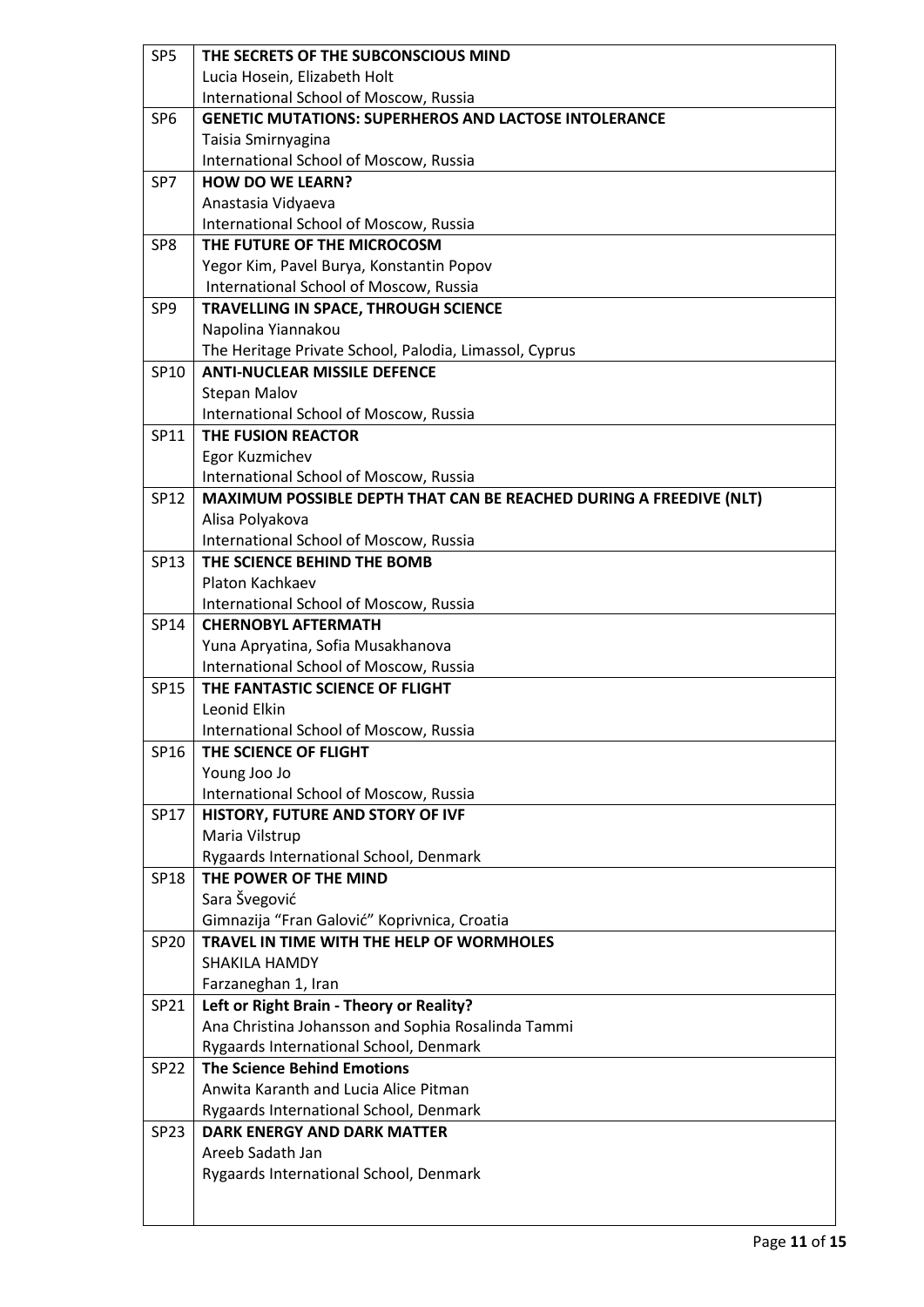| | |
|---|---|
| SP5 | **THE SECRETS OF THE SUBCONSCIOUS MIND**<br>Lucia Hosein, Elizabeth Holt<br>International School of Moscow, Russia |
| SP6 | **GENETIC MUTATIONS: SUPERHEROS AND LACTOSE INTOLERANCE**<br>Taisia Smirnyagina<br>International School of Moscow, Russia |
| SP7 | **HOW DO WE LEARN?**<br>Anastasia Vidyaeva<br>International School of Moscow, Russia |
| SP8 | **THE FUTURE OF THE MICROCOSM**<br>Yegor Kim, Pavel Burya, Konstantin Popov<br>International School of Moscow, Russia |
| SP9 | **TRAVELLING IN SPACE, THROUGH SCIENCE**<br>Napolina Yiannakou<br>The Heritage Private School, Palodia, Limassol, Cyprus |
| SP10 | **ANTI-NUCLEAR MISSILE DEFENCE**<br>Stepan Malov<br>International School of Moscow, Russia |
| SP11 | **THE FUSION REACTOR**<br>Egor Kuzmichev<br>International School of Moscow, Russia |
| SP12 | **MAXIMUM POSSIBLE DEPTH THAT CAN BE REACHED DURING A FREEDIVE (NLT)**<br>Alisa Polyakova<br>International School of Moscow, Russia |
| SP13 | **THE SCIENCE BEHIND THE BOMB**<br>Platon Kachkaev<br>International School of Moscow, Russia |
| SP14 | **CHERNOBYL AFTERMATH**<br>Yuna Apryatina, Sofia Musakhanova<br>International School of Moscow, Russia |
| SP15 | **THE FANTASTIC SCIENCE OF FLIGHT**<br>Leonid Elkin<br>International School of Moscow, Russia |
| SP16 | **THE SCIENCE OF FLIGHT**<br>Young Joo Jo<br>International School of Moscow, Russia |
| SP17 | **HISTORY, FUTURE AND STORY OF IVF**<br>Maria Vilstrup<br>Rygaards International School, Denmark |
| SP18 | **THE POWER OF THE MIND**<br>Sara Švegović<br>Gimnazija "Fran Galović" Koprivnica, Croatia |
| SP20 | **TRAVEL IN TIME WITH THE HELP OF WORMHOLES**<br>SHAKILA HAMDY<br>Farzaneghan 1, Iran |
| SP21 | **Left or Right Brain - Theory or Reality?**<br>Ana Christina Johansson and Sophia Rosalinda Tammi<br>Rygaards International School, Denmark |
| SP22 | **The Science Behind Emotions**<br>Anwita Karanth and Lucia Alice Pitman<br>Rygaards International School, Denmark |
| SP23 | **DARK ENERGY AND DARK MATTER**<br>Areeb Sadath Jan<br>Rygaards International School, Denmark |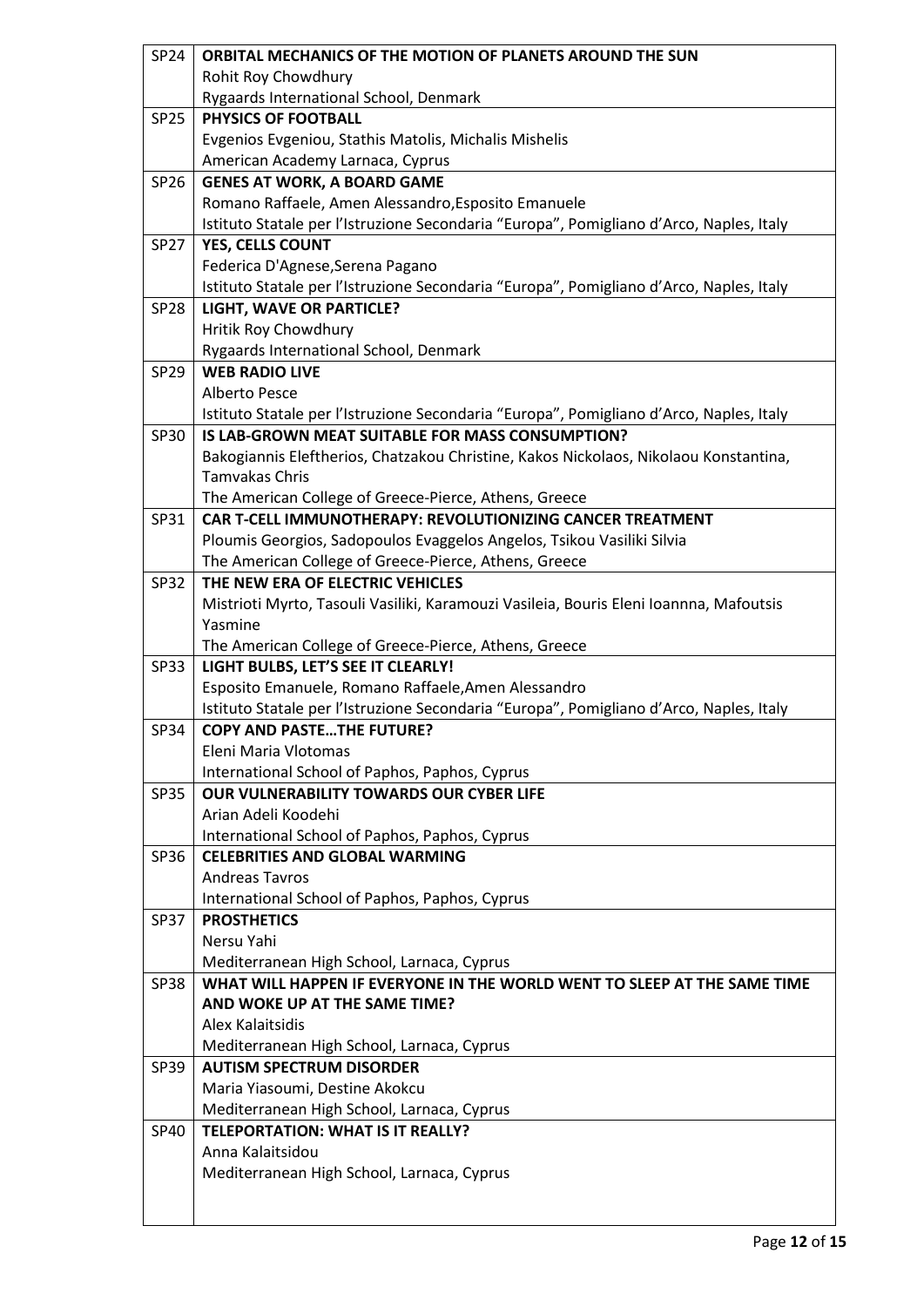| | |
|---|---|
| SP24 | **ORBITAL MECHANICS OF THE MOTION OF PLANETS AROUND THE SUN**<br>Rohit Roy Chowdhury<br>Rygaards International School, Denmark |
| SP25 | **PHYSICS OF FOOTBALL**<br>Evgenios Evgeniou, Stathis Matolis, Michalis Mishelis<br>American Academy Larnaca, Cyprus |
| SP26 | **GENES AT WORK, A BOARD GAME**<br>Romano Raffaele, Amen Alessandro,Esposito Emanuele<br>Istituto Statale per l'Istruzione Secondaria "Europa", Pomigliano d'Arco, Naples, Italy |
| SP27 | **YES, CELLS COUNT**<br>Federica D'Agnese,Serena Pagano<br>Istituto Statale per l'Istruzione Secondaria "Europa", Pomigliano d'Arco, Naples, Italy |
| SP28 | **LIGHT, WAVE OR PARTICLE?**<br>Hritik Roy Chowdhury<br>Rygaards International School, Denmark |
| SP29 | **WEB RADIO LIVE**<br>Alberto Pesce<br>Istituto Statale per l'Istruzione Secondaria "Europa", Pomigliano d'Arco, Naples, Italy |
| SP30 | **IS LAB-GROWN MEAT SUITABLE FOR MASS CONSUMPTION?**<br>Bakogiannis Eleftherios, Chatzakou Christine, Kakos Nickolaos, Nikolaou Konstantina, Tamvakas Chris<br>The American College of Greece-Pierce, Athens, Greece |
| SP31 | **CAR T-CELL IMMUNOTHERAPY: REVOLUTIONIZING CANCER TREATMENT**<br>Ploumis Georgios, Sadopoulos Evaggelos Angelos, Tsikou Vasiliki Silvia<br>The American College of Greece-Pierce, Athens, Greece |
| SP32 | **THE NEW ERA OF ELECTRIC VEHICLES**<br>Mistrioti Myrto, Tasouli Vasiliki, Karamouzi Vasileia, Bouris Eleni Ioannna, Mafoutsis Yasmine<br>The American College of Greece-Pierce, Athens, Greece |
| SP33 | **LIGHT BULBS, LET'S SEE IT CLEARLY!**<br>Esposito Emanuele, Romano Raffaele,Amen Alessandro<br>Istituto Statale per l'Istruzione Secondaria "Europa", Pomigliano d'Arco, Naples, Italy |
| SP34 | **COPY AND PASTE…THE FUTURE?**<br>Eleni Maria Vlotomas<br>International School of Paphos, Paphos, Cyprus |
| SP35 | **OUR VULNERABILITY TOWARDS OUR CYBER LIFE**<br>Arian Adeli Koodehi<br>International School of Paphos, Paphos, Cyprus |
| SP36 | **CELEBRITIES AND GLOBAL WARMING**<br>Andreas Tavros<br>International School of Paphos, Paphos, Cyprus |
| SP37 | **PROSTHETICS**<br>Nersu Yahi<br>Mediterranean High School, Larnaca, Cyprus |
| SP38 | **WHAT WILL HAPPEN IF EVERYONE IN THE WORLD WENT TO SLEEP AT THE SAME TIME AND WOKE UP AT THE SAME TIME?**<br>Alex Kalaitsidis<br>Mediterranean High School, Larnaca, Cyprus |
| SP39 | **AUTISM SPECTRUM DISORDER**<br>Maria Yiasoumi, Destine Akokcu<br>Mediterranean High School, Larnaca, Cyprus |
| SP40 | **TELEPORTATION: WHAT IS IT REALLY?**<br>Anna Kalaitsidou<br>Mediterranean High School, Larnaca, Cyprus |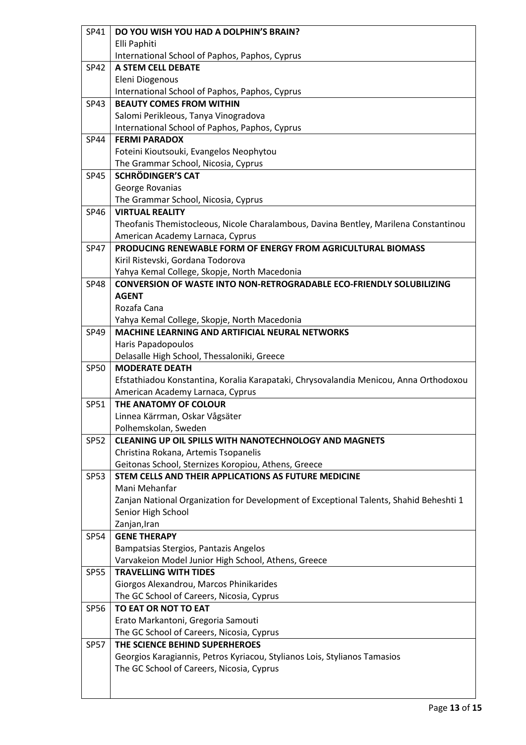| | |
|---|---|
| SP41 | **DO YOU WISH YOU HAD A DOLPHIN'S BRAIN?**<br>Elli Paphiti<br>International School of Paphos, Paphos, Cyprus |
| SP42 | **A STEM CELL DEBATE**<br>Eleni Diogenous<br>International School of Paphos, Paphos, Cyprus |
| SP43 | **BEAUTY COMES FROM WITHIN**<br>Salomi Perikleous, Tanya Vinogradova<br>International School of Paphos, Paphos, Cyprus |
| SP44 | **FERMI PARADOX**<br>Foteini Kioutsouki, Evangelos Neophytou<br>The Grammar School, Nicosia, Cyprus |
| SP45 | **SCHRÖDINGER'S CAT**<br>George Rovanias<br>The Grammar School, Nicosia, Cyprus |
| SP46 | **VIRTUAL REALITY**<br>Theofanis Themistocleous, Nicole Charalambous, Davina Bentley, Marilena Constantinou<br>American Academy Larnaca, Cyprus |
| SP47 | **PRODUCING RENEWABLE FORM OF ENERGY FROM AGRICULTURAL BIOMASS**<br>Kiril Ristevski, Gordana Todorova<br>Yahya Kemal College, Skopje, North Macedonia |
| SP48 | **CONVERSION OF WASTE INTO NON-RETROGRADABLE ECO-FRIENDLY SOLUBILIZING AGENT**<br>Rozafa Cana<br>Yahya Kemal College, Skopje, North Macedonia |
| SP49 | **MACHINE LEARNING AND ARTIFICIAL NEURAL NETWORKS**<br>Haris Papadopoulos<br>Delasalle High School, Thessaloniki, Greece |
| SP50 | **MODERATE DEATH**<br>Efstathiadou Konstantina, Koralia Karapataki, Chrysovalandia Menicou, Anna Orthodoxou<br>American Academy Larnaca, Cyprus |
| SP51 | **THE ANATOMY OF COLOUR**<br>Linnea Kärrman, Oskar Vågsäter<br>Polhemskolan, Sweden |
| SP52 | **CLEANING UP OIL SPILLS WITH NANOTECHNOLOGY AND MAGNETS**<br>Christina Rokana, Artemis Tsopanelis<br>Geitonas School, Sternizes Koropiou, Athens, Greece |
| SP53 | **STEM CELLS AND THEIR APPLICATIONS AS FUTURE MEDICINE**<br>Mani Mehanfar<br>Zanjan National Organization for Development of Exceptional Talents, Shahid Beheshti 1 Senior High School<br>Zanjan,Iran |
| SP54 | **GENE THERAPY**<br>Bampatsias Stergios, Pantazis Angelos<br>Varvakeion Model Junior High School, Athens, Greece |
| SP55 | **TRAVELLING WITH TIDES**<br>Giorgos Alexandrou, Marcos Phinikarides<br>The GC School of Careers, Nicosia, Cyprus |
| SP56 | **TO EAT OR NOT TO EAT**<br>Erato Markantoni, Gregoria Samouti<br>The GC School of Careers, Nicosia, Cyprus |
| SP57 | **THE SCIENCE BEHIND SUPERHEROES**<br>Georgios Karagiannis, Petros Kyriacou, Stylianos Lois, Stylianos Tamasios<br>The GC School of Careers, Nicosia, Cyprus |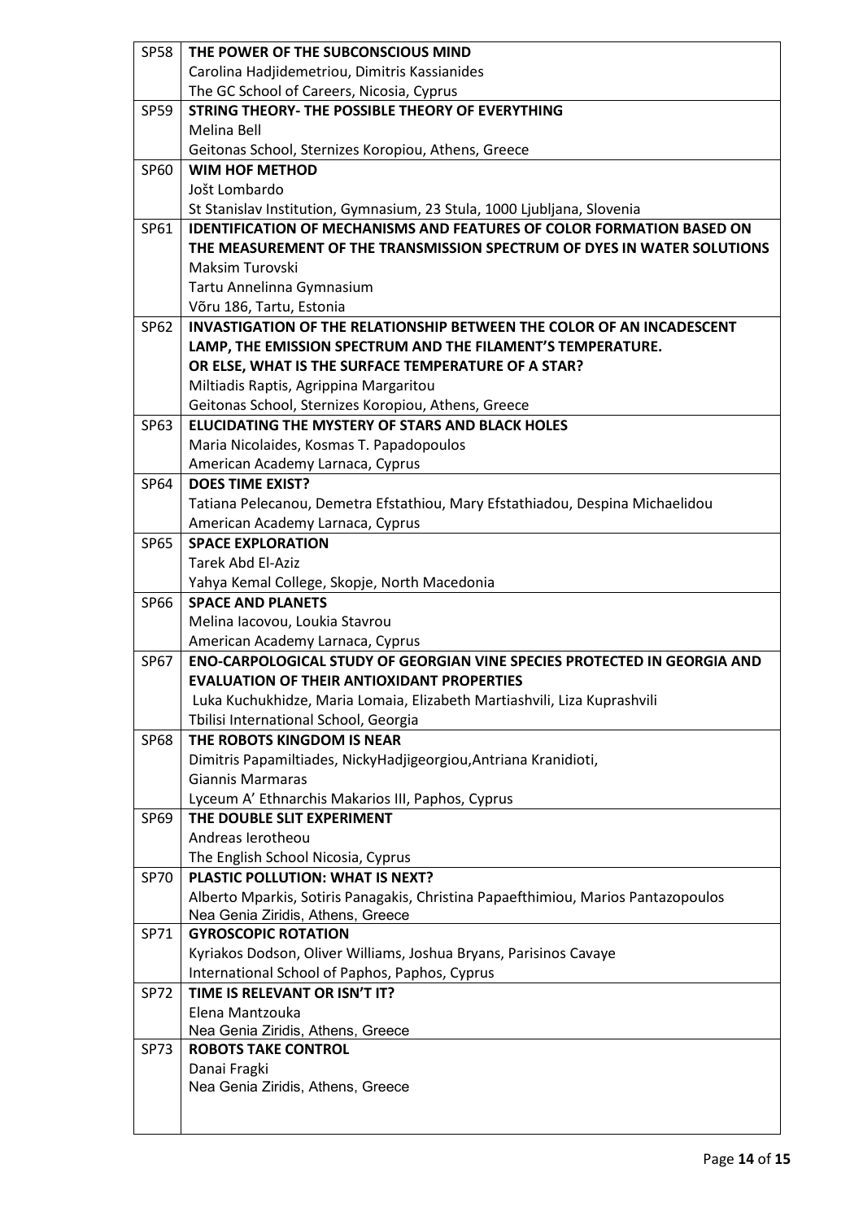| | |
|---|---|
| SP58 | **THE POWER OF THE SUBCONSCIOUS MIND**<br>Carolina Hadjidemetriou, Dimitris Kassianides<br>The GC School of Careers, Nicosia, Cyprus |
| SP59 | **STRING THEORY- THE POSSIBLE THEORY OF EVERYTHING**<br>Melina Bell<br>Geitonas School, Sternizes Koropiou, Athens, Greece |
| SP60 | **WIM HOF METHOD**<br>Jošt Lombardo<br>St Stanislav Institution, Gymnasium, 23 Stula, 1000 Ljubljana, Slovenia |
| SP61 | **IDENTIFICATION OF MECHANISMS AND FEATURES OF COLOR FORMATION BASED ON THE MEASUREMENT OF THE TRANSMISSION SPECTRUM OF DYES IN WATER SOLUTIONS**<br>Maksim Turovski<br>Tartu Annelinna Gymnasium<br>Võru 186, Tartu, Estonia |
| SP62 | **INVASTIGATION OF THE RELATIONSHIP BETWEEN THE COLOR OF AN INCADESCENT LAMP, THE EMISSION SPECTRUM AND THE FILAMENT'S TEMPERATURE. OR ELSE, WHAT IS THE SURFACE TEMPERATURE OF A STAR?**<br>Miltiadis Raptis, Agrippina Margaritou<br>Geitonas School, Sternizes Koropiou, Athens, Greece |
| SP63 | **ELUCIDATING THE MYSTERY OF STARS AND BLACK HOLES**<br>Maria Nicolaides, Kosmas T. Papadopoulos<br>American Academy Larnaca, Cyprus |
| SP64 | **DOES TIME EXIST?**<br>Tatiana Pelecanou, Demetra Efstathiou, Mary Efstathiadou, Despina Michaelidou<br>American Academy Larnaca, Cyprus |
| SP65 | **SPACE EXPLORATION**<br>Tarek Abd El-Aziz<br>Yahya Kemal College, Skopje, North Macedonia |
| SP66 | **SPACE AND PLANETS**<br>Melina Iacovou, Loukia Stavrou<br>American Academy Larnaca, Cyprus |
| SP67 | **ENO-CARPOLOGICAL STUDY OF GEORGIAN VINE SPECIES PROTECTED IN GEORGIA AND EVALUATION OF THEIR ANTIOXIDANT PROPERTIES**<br>Luka Kuchukhidze, Maria Lomaia, Elizabeth Martiashvili, Liza Kuprashvili<br>Tbilisi International School, Georgia |
| SP68 | **THE ROBOTS KINGDOM IS NEAR**<br>Dimitris Papamiltiades, NickyHadjigeorgiou,Antriana Kranidioti,<br>Giannis Marmaras<br>Lyceum A' Ethnarchis Makarios III, Paphos, Cyprus |
| SP69 | **THE DOUBLE SLIT EXPERIMENT**<br>Andreas Ierotheou<br>The English School Nicosia, Cyprus |
| SP70 | **PLASTIC POLLUTION: WHAT IS NEXT?**<br>Alberto Mparkis, Sotiris Panagakis, Christina Papaefthimiou, Marios Pantazopoulos<br>Nea Genia Ziridis, Athens, Greece |
| SP71 | **GYROSCOPIC ROTATION**<br>Kyriakos Dodson, Oliver Williams, Joshua Bryans, Parisinos Cavaye<br>International School of Paphos, Paphos, Cyprus |
| SP72 | **TIME IS RELEVANT OR ISN'T IT?**<br>Elena Mantzouka<br>Nea Genia Ziridis, Athens, Greece |
| SP73 | **ROBOTS TAKE CONTROL**<br>Danai Fragki<br>Nea Genia Ziridis, Athens, Greece |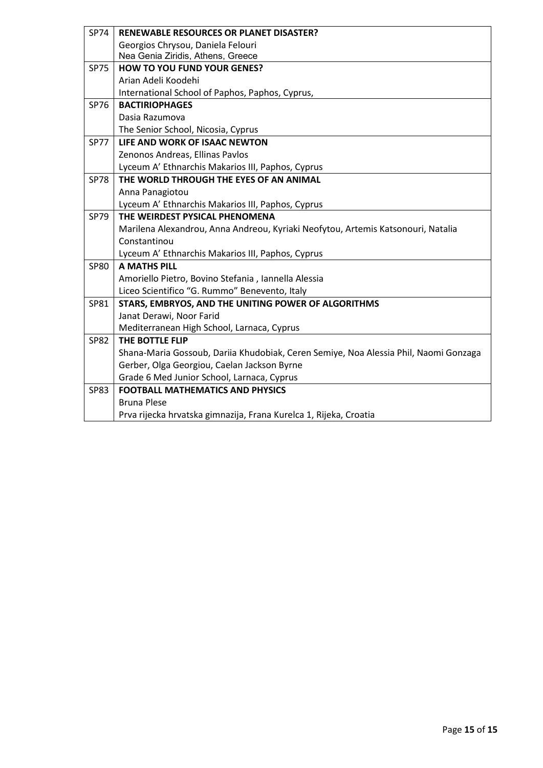| | |
|---|---|
| SP74 | **RENEWABLE RESOURCES OR PLANET DISASTER?**<br>Georgios Chrysou, Daniela Felouri<br>Nea Genia Ziridis, Athens, Greece |
| SP75 | **HOW TO YOU FUND YOUR GENES?**<br>Arian Adeli Koodehi<br>International School of Paphos, Paphos, Cyprus, |
| SP76 | **BACTIRIOPHAGES**<br>Dasia Razumova<br>The Senior School, Nicosia, Cyprus |
| SP77 | **LIFE AND WORK OF ISAAC NEWTON**<br>Zenonos Andreas, Ellinas Pavlos<br>Lyceum A' Ethnarchis Makarios III, Paphos, Cyprus |
| SP78 | **THE WORLD THROUGH THE EYES OF AN ANIMAL**<br>Anna Panagiotou<br>Lyceum A' Ethnarchis Makarios III, Paphos, Cyprus |
| SP79 | **THE WEIRDEST PYSICAL PHENOMENA**<br>Marilena Alexandrou, Anna Andreou, Kyriaki Neofytou, Artemis Katsonouri, Natalia Constantinou<br>Lyceum A' Ethnarchis Makarios III, Paphos, Cyprus |
| SP80 | **A MATHS PILL**<br>Amoriello Pietro, Bovino Stefania , Iannella Alessia<br>Liceo Scientifico "G. Rummo" Benevento, Italy |
| SP81 | **STARS, EMBRYOS, AND THE UNITING POWER OF ALGORITHMS**<br>Janat Derawi, Noor Farid<br>Mediterranean High School, Larnaca, Cyprus |
| SP82 | **THE BOTTLE FLIP**<br>Shana-Maria Gossoub, Dariia Khudobiak, Ceren Semiye, Noa Alessia Phil, Naomi Gonzaga Gerber, Olga Georgiou, Caelan Jackson Byrne<br>Grade 6 Med Junior School, Larnaca, Cyprus |
| SP83 | **FOOTBALL MATHEMATICS AND PHYSICS**<br>Bruna Plese<br>Prva rijecka hrvatska gimnazija, Frana Kurelca 1, Rijeka, Croatia |